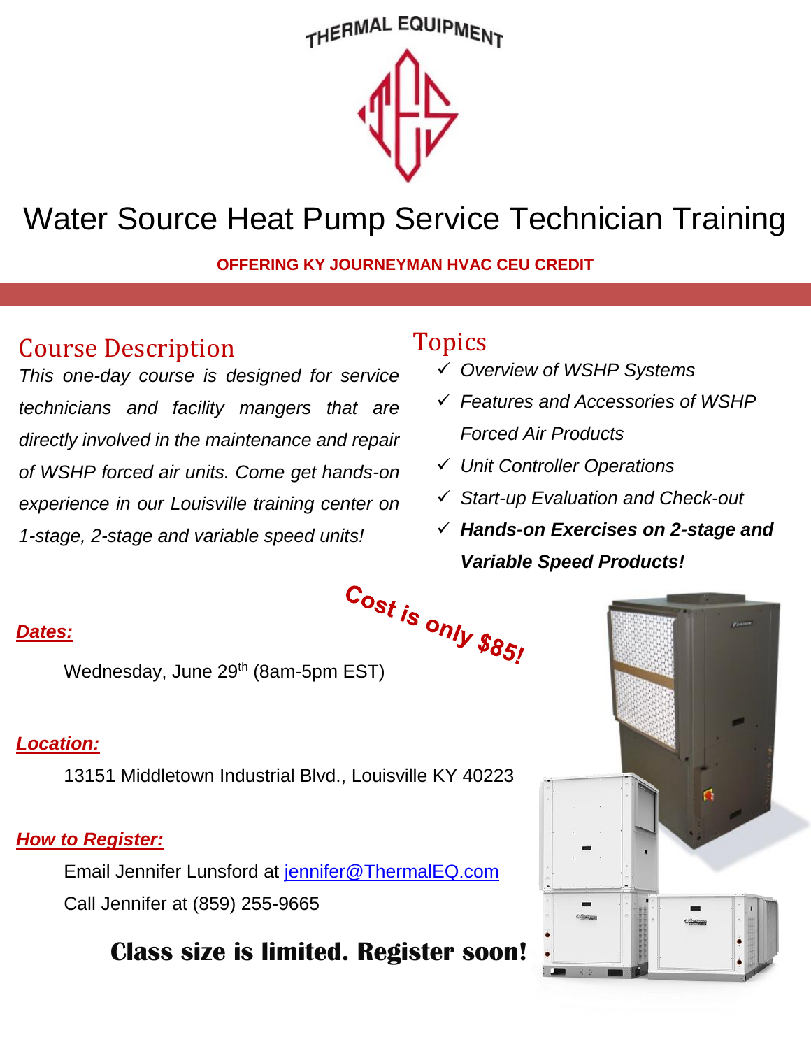THERMAL EQUIPMENT

# Water Source Heat Pump Service Technician Training

**OFFERING KY JOURNEYMAN HVAC CEU CREDIT**

## Course Description

*This one-day course is designed for service technicians and facility mangers that are directly involved in the maintenance and repair of WSHP forced air units. Come get hands-on experience in our Louisville training center on 1-stage, 2-stage and variable speed units!*

## Topics

- ✓ *Overview of WSHP Systems*
- ✓ *Features and Accessories of WSHP Forced Air Products*
- ✓ *Unit Controller Operations*
- ✓ *Start-up Evaluation and Check-out*
- ✓ ***Hands-on Exercises on 2-stage and Variable Speed Products!***

**Cost is only $85!**

***Dates:***

Wednesday, June 29th (8am-5pm EST)

***Location:***

13151 Middletown Industrial Blvd., Louisville KY 40223

***How to Register:***

Email Jennifer Lunsford at jennifer@ThermalEQ.com

Call Jennifer at (859) 255-9665

**Class size is limited. Register soon!**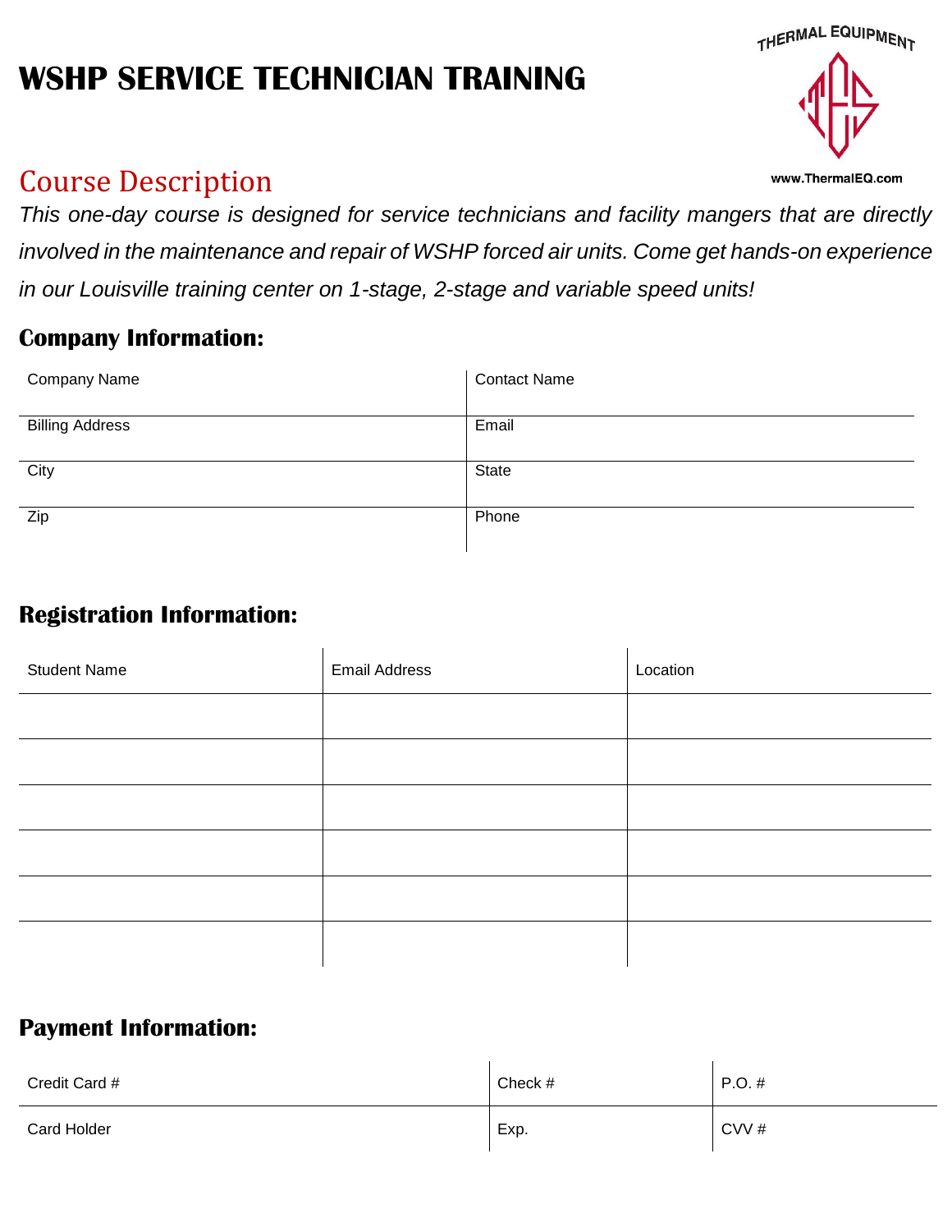# WSHP SERVICE TECHNICIAN TRAINING

THERMAL EQUIPMENT

www.ThermalEQ.com

## Course Description

*This one-day course is designed for service technicians and facility mangers that are directly involved in the maintenance and repair of WSHP forced air units. Come get hands-on experience in our Louisville training center on 1-stage, 2-stage and variable speed units!*

### Company Information:

| | |
|---|---|
| Company Name | Contact Name |
| Billing Address | Email |
| City | State |
| Zip | Phone |

### Registration Information:

| Student Name | Email Address | Location |
|---|---|---|
| | | |
| | | |
| | | |
| | | |
| | | |
| | | |

### Payment Information:

| | | |
|---|---|---|
| Credit Card # | Check # | P.O. # |
| Card Holder | Exp. | CVV # |